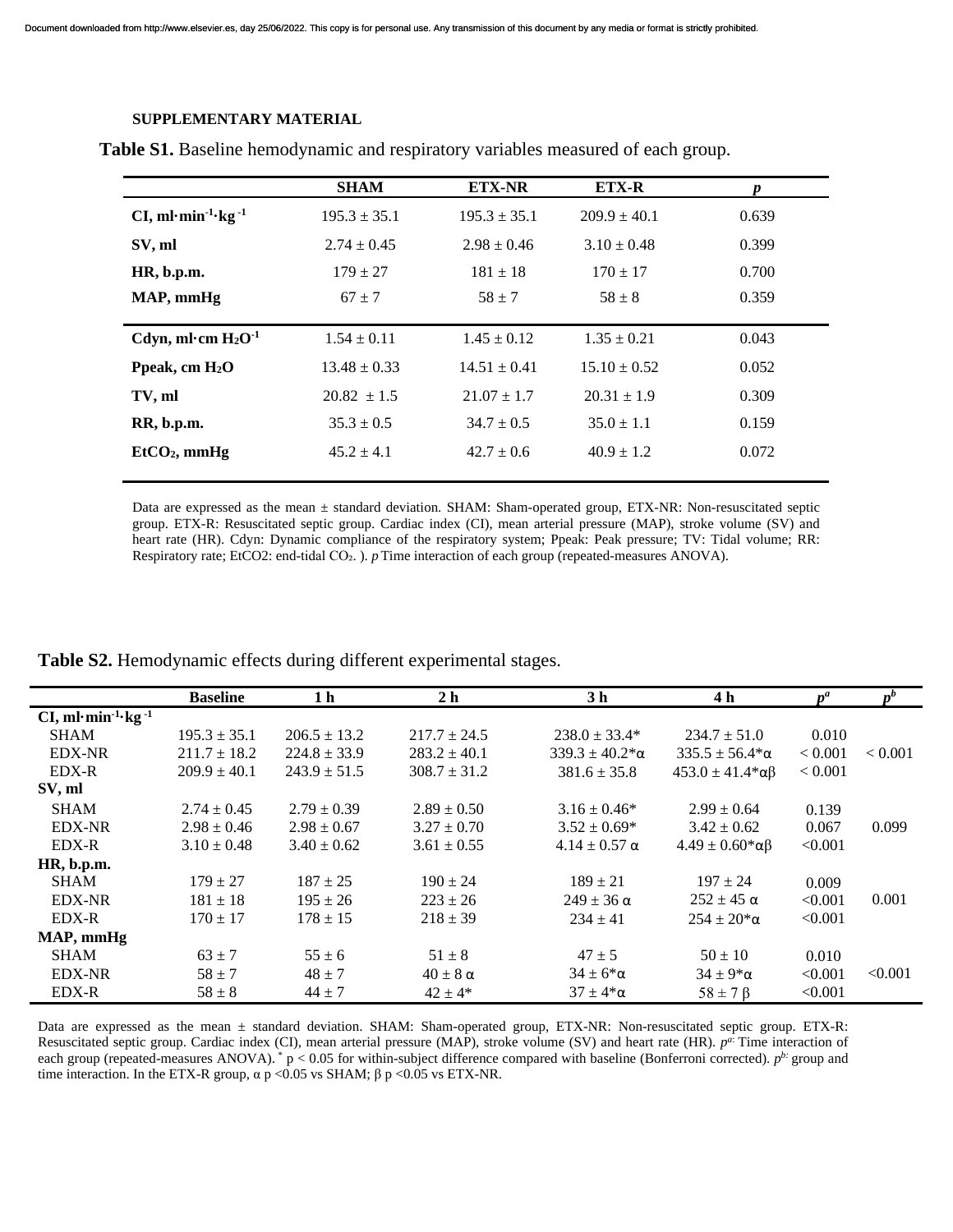**SUPPLEMENTARY MATERIAL**

**Table S1.** Baseline hemodynamic and respiratory variables measured of each group.

| | SHAM | ETX-NR | ETX-R | *p* |
|---|---|---|---|---|
| **CI, ml·min$^{-1}$·kg$^{-1}$** | 195.3 ± 35.1 | 195.3 ± 35.1 | 209.9 ± 40.1 | 0.639 |
| **SV, ml** | 2.74 ± 0.45 | 2.98 ± 0.46 | 3.10 ± 0.48 | 0.399 |
| **HR, b.p.m.** | 179 ± 27 | 181 ± 18 | 170 ± 17 | 0.700 |
| **MAP, mmHg** | 67 ± 7 | 58 ± 7 | 58 ± 8 | 0.359 |
| **Cdyn, ml·cm $H_2O^{-1}$** | 1.54 ± 0.11 | 1.45 ± 0.12 | 1.35 ± 0.21 | 0.043 |
| **Ppeak, cm $H_2O$** | 13.48 ± 0.33 | 14.51 ± 0.41 | 15.10 ± 0.52 | 0.052 |
| **TV, ml** | 20.82 ± 1.5 | 21.07 ± 1.7 | 20.31 ± 1.9 | 0.309 |
| **RR, b.p.m.** | 35.3 ± 0.5 | 34.7 ± 0.5 | 35.0 ± 1.1 | 0.159 |
| **$EtCO_2$, mmHg** | 45.2 ± 4.1 | 42.7 ± 0.6 | 40.9 ± 1.2 | 0.072 |

Data are expressed as the mean ± standard deviation. SHAM: Sham-operated group, ETX-NR: Non-resuscitated septic group. ETX-R: Resuscitated septic group. Cardiac index (CI), mean arterial pressure (MAP), stroke volume (SV) and heart rate (HR). Cdyn: Dynamic compliance of the respiratory system; Ppeak: Peak pressure; TV: Tidal volume; RR: Respiratory rate; EtCO2: end-tidal $CO_2$. ). *p* Time interaction of each group (repeated-measures ANOVA).

**Table S2.** Hemodynamic effects during different experimental stages.

| | Baseline | 1 h | 2 h | 3 h | 4 h | $p^a$ | $p^b$ |
|---|---|---|---|---|---|---|---|
| **CI, ml·min$^{-1}$·kg$^{-1}$** | | | | | | | |
| SHAM | 195.3 ± 35.1 | 206.5 ± 13.2 | 217.7 ± 24.5 | 238.0 ± 33.4* | 234.7 ± 51.0 | 0.010 | |
| EDX-NR | 211.7 ± 18.2 | 224.8 ± 33.9 | 283.2 ± 40.1 | 339.3 ± 40.2*α | 335.5 ± 56.4*α | < 0.001 | < 0.001 |
| EDX-R | 209.9 ± 40.1 | 243.9 ± 51.5 | 308.7 ± 31.2 | 381.6 ± 35.8 | 453.0 ± 41.4*αβ | < 0.001 | |
| **SV, ml** | | | | | | | |
| SHAM | 2.74 ± 0.45 | 2.79 ± 0.39 | 2.89 ± 0.50 | 3.16 ± 0.46* | 2.99 ± 0.64 | 0.139 | |
| EDX-NR | 2.98 ± 0.46 | 2.98 ± 0.67 | 3.27 ± 0.70 | 3.52 ± 0.69* | 3.42 ± 0.62 | 0.067 | 0.099 |
| EDX-R | 3.10 ± 0.48 | 3.40 ± 0.62 | 3.61 ± 0.55 | 4.14 ± 0.57 α | 4.49 ± 0.60*αβ | <0.001 | |
| **HR, b.p.m.** | | | | | | | |
| SHAM | 179 ± 27 | 187 ± 25 | 190 ± 24 | 189 ± 21 | 197 ± 24 | 0.009 | |
| EDX-NR | 181 ± 18 | 195 ± 26 | 223 ± 26 | 249 ± 36 α | 252 ± 45 α | <0.001 | 0.001 |
| EDX-R | 170 ± 17 | 178 ± 15 | 218 ± 39 | 234 ± 41 | 254 ± 20*α | <0.001 | |
| **MAP, mmHg** | | | | | | | |
| SHAM | 63 ± 7 | 55 ± 6 | 51 ± 8 | 47 ± 5 | 50 ± 10 | 0.010 | |
| EDX-NR | 58 ± 7 | 48 ± 7 | 40 ± 8 α | 34 ± 6*α | 34 ± 9*α | <0.001 | <0.001 |
| EDX-R | 58 ± 8 | 44 ± 7 | 42 ± 4* | 37 ± 4*α | 58 ± 7 β | <0.001 | |

Data are expressed as the mean ± standard deviation. SHAM: Sham-operated group, ETX-NR: Non-resuscitated septic group. ETX-R: Resuscitated septic group. Cardiac index (CI), mean arterial pressure (MAP), stroke volume (SV) and heart rate (HR). $p^{a:}$ Time interaction of each group (repeated-measures ANOVA). * $p < 0.05$ for within-subject difference compared with baseline (Bonferroni corrected). $p^{b:}$ group and time interaction. In the ETX-R group, α $p < 0.05$ vs SHAM; β $p < 0.05$ vs ETX-NR.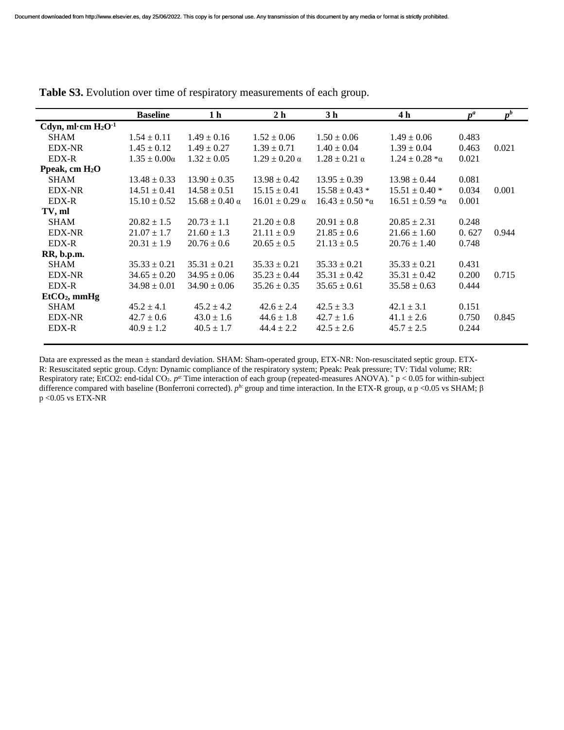**Table S3.** Evolution over time of respiratory measurements of each group.

| | Baseline | 1 h | 2 h | 3 h | 4 h | $p^a$ | $p^b$ |
|---|---|---|---|---|---|---|---|
| **Cdyn, ml·cm $H_2O^{-1}$** | | | | | | | |
| SHAM | 1.54 ± 0.11 | 1.49 ± 0.16 | 1.52 ± 0.06 | 1.50 ± 0.06 | 1.49 ± 0.06 | 0.483 | |
| EDX-NR | 1.45 ± 0.12 | 1.49 ± 0.27 | 1.39 ± 0.71 | 1.40 ± 0.04 | 1.39 ± 0.04 | 0.463 | 0.021 |
| EDX-R | 1.35 ± 0.00α | 1.32 ± 0.05 | 1.29 ± 0.20 α | 1.28 ± 0.21 α | 1.24 ± 0.28 *α | 0.021 | |
| **Ppeak, cm $H_2O$** | | | | | | | |
| SHAM | 13.48 ± 0.33 | 13.90 ± 0.35 | 13.98 ± 0.42 | 13.95 ± 0.39 | 13.98 ± 0.44 | 0.081 | |
| EDX-NR | 14.51 ± 0.41 | 14.58 ± 0.51 | 15.15 ± 0.41 | 15.58 ± 0.43 * | 15.51 ± 0.40 * | 0.034 | 0.001 |
| EDX-R | 15.10 ± 0.52 | 15.68 ± 0.40 α | 16.01 ± 0.29 α | 16.43 ± 0.50 *α | 16.51 ± 0.59 *α | 0.001 | |
| **TV, ml** | | | | | | | |
| SHAM | 20.82 ± 1.5 | 20.73 ± 1.1 | 21.20 ± 0.8 | 20.91 ± 0.8 | 20.85 ± 2.31 | 0.248 | |
| EDX-NR | 21.07 ± 1.7 | 21.60 ± 1.3 | 21.11 ± 0.9 | 21.85 ± 0.6 | 21.66 ± 1.60 | 0. 627 | 0.944 |
| EDX-R | 20.31 ± 1.9 | 20.76 ± 0.6 | 20.65 ± 0.5 | 21.13 ± 0.5 | 20.76 ± 1.40 | 0.748 | |
| **RR, b.p.m.** | | | | | | | |
| SHAM | 35.33 ± 0.21 | 35.31 ± 0.21 | 35.33 ± 0.21 | 35.33 ± 0.21 | 35.33 ± 0.21 | 0.431 | |
| EDX-NR | 34.65 ± 0.20 | 34.95 ± 0.06 | 35.23 ± 0.44 | 35.31 ± 0.42 | 35.31 ± 0.42 | 0.200 | 0.715 |
| EDX-R | 34.98 ± 0.01 | 34.90 ± 0.06 | 35.26 ± 0.35 | 35.65 ± 0.61 | 35.58 ± 0.63 | 0.444 | |
| **$EtCO_2$, mmHg** | | | | | | | |
| SHAM | 45.2 ± 4.1 | 45.2 ± 4.2 | 42.6 ± 2.4 | 42.5 ± 3.3 | 42.1 ± 3.1 | 0.151 | |
| EDX-NR | 42.7 ± 0.6 | 43.0 ± 1.6 | 44.6 ± 1.8 | 42.7 ± 1.6 | 41.1 ± 2.6 | 0.750 | 0.845 |
| EDX-R | 40.9 ± 1.2 | 40.5 ± 1.7 | 44.4 ± 2.2 | 42.5 ± 2.6 | 45.7 ± 2.5 | 0.244 | |

Data are expressed as the mean ± standard deviation. SHAM: Sham-operated group, ETX-NR: Non-resuscitated septic group. ETX-R: Resuscitated septic group. Cdyn: Dynamic compliance of the respiratory system; Ppeak: Peak pressure; TV: Tidal volume; RR: Respiratory rate; EtCO2: end-tidal $CO_2$. $p^{a:}$ Time interaction of each group (repeated-measures ANOVA). * $p < 0.05$ for within-subject difference compared with baseline (Bonferroni corrected). $p^{b:}$ group and time interaction. In the ETX-R group, α $p < 0.05$ vs SHAM; β $p < 0.05$ vs ETX-NR